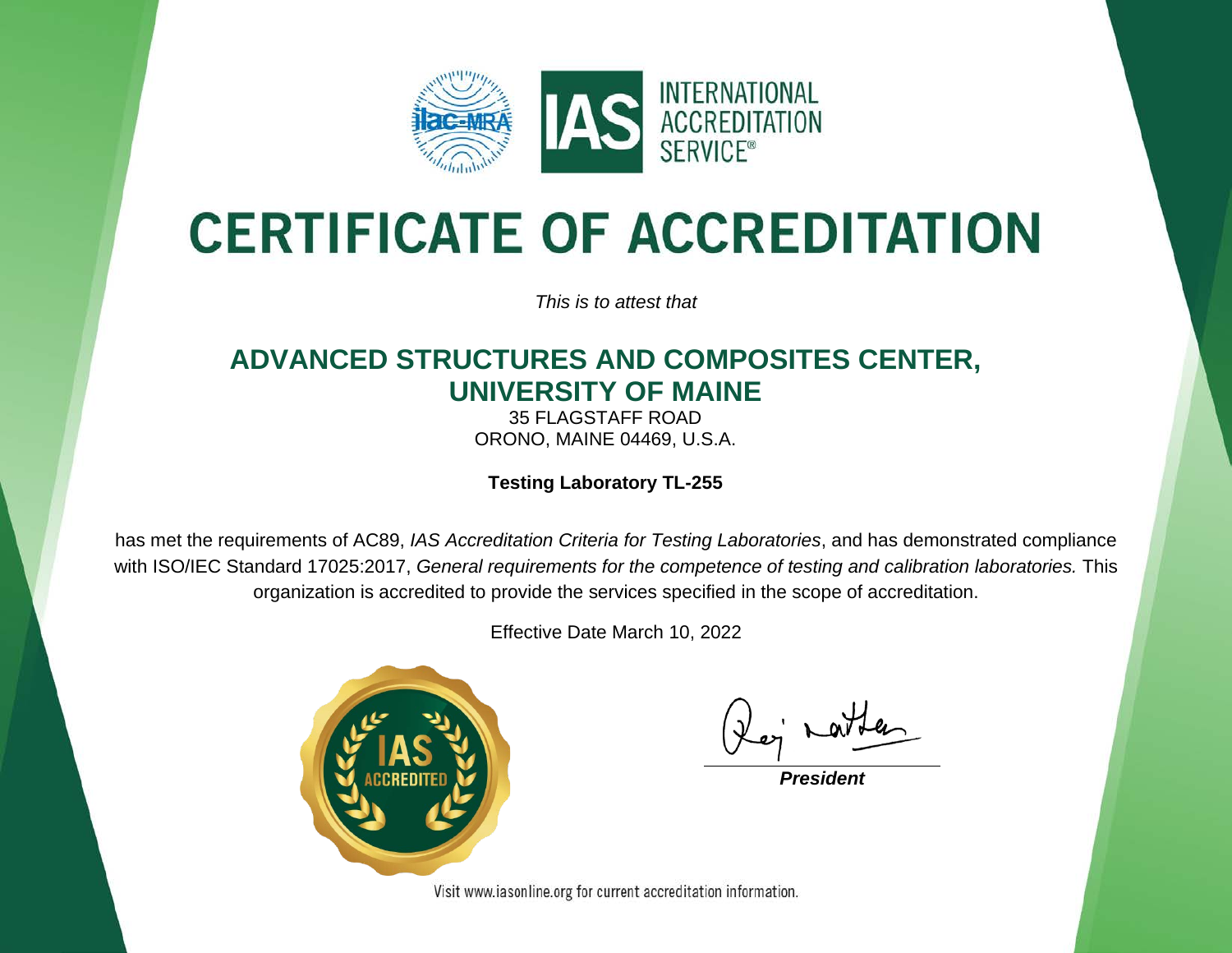INTERNATIONAL ACCREDITATION SERVICE®

# CERTIFICATE OF ACCREDITATION

*This is to attest that*

## ADVANCED STRUCTURES AND COMPOSITES CENTER, UNIVERSITY OF MAINE

35 FLAGSTAFF ROAD
ORONO, MAINE 04469, U.S.A.

**Testing Laboratory TL-255**

has met the requirements of AC89, *IAS Accreditation Criteria for Testing Laboratories*, and has demonstrated compliance with ISO/IEC Standard 17025:2017, *General requirements for the competence of testing and calibration laboratories.* This organization is accredited to provide the services specified in the scope of accreditation.

Effective Date March 10, 2022

IAS ACCREDITED

***President***

Visit www.iasonline.org for current accreditation information.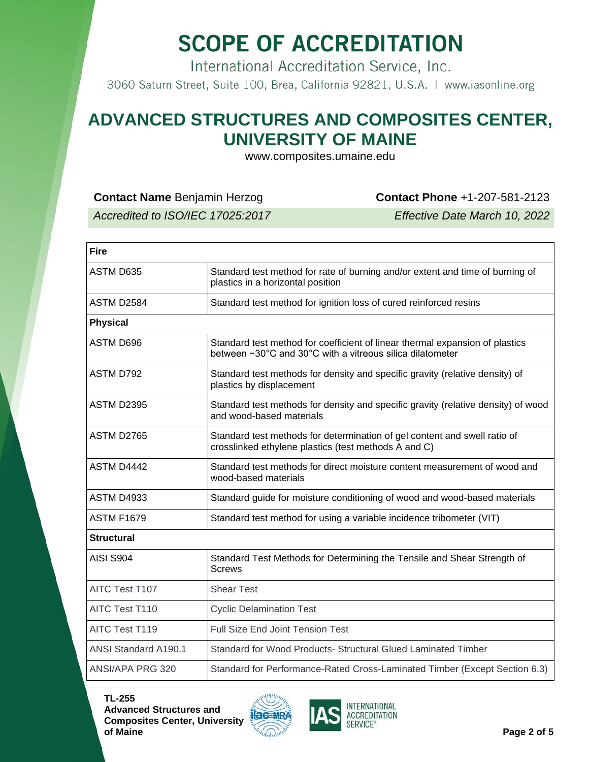# SCOPE OF ACCREDITATION

International Accreditation Service, Inc.

3060 Saturn Street, Suite 100, Brea, California 92821, U.S.A. | www.iasonline.org

## ADVANCED STRUCTURES AND COMPOSITES CENTER, UNIVERSITY OF MAINE

www.composites.umaine.edu

**Contact Name** Benjamin Herzog **Contact Phone** +1-207-581-2123

*Accredited to ISO/IEC 17025:2017* *Effective Date March 10, 2022*

| **Fire** | |
|---|---|
| ASTM D635 | Standard test method for rate of burning and/or extent and time of burning of plastics in a horizontal position |
| ASTM D2584 | Standard test method for ignition loss of cured reinforced resins |
| **Physical** | |
| ASTM D696 | Standard test method for coefficient of linear thermal expansion of plastics between −30°C and 30°C with a vitreous silica dilatometer |
| ASTM D792 | Standard test methods for density and specific gravity (relative density) of plastics by displacement |
| ASTM D2395 | Standard test methods for density and specific gravity (relative density) of wood and wood-based materials |
| ASTM D2765 | Standard test methods for determination of gel content and swell ratio of crosslinked ethylene plastics (test methods A and C) |
| ASTM D4442 | Standard test methods for direct moisture content measurement of wood and wood-based materials |
| ASTM D4933 | Standard guide for moisture conditioning of wood and wood-based materials |
| ASTM F1679 | Standard test method for using a variable incidence tribometer (VIT) |
| **Structural** | |
| AISI S904 | Standard Test Methods for Determining the Tensile and Shear Strength of Screws |
| AITC Test T107 | Shear Test |
| AITC Test T110 | Cyclic Delamination Test |
| AITC Test T119 | Full Size End Joint Tension Test |
| ANSI Standard A190.1 | Standard for Wood Products- Structural Glued Laminated Timber |
| ANSI/APA PRG 320 | Standard for Performance-Rated Cross-Laminated Timber (Except Section 6.3) |

**TL-255**
**Advanced Structures and Composites Center, University of Maine**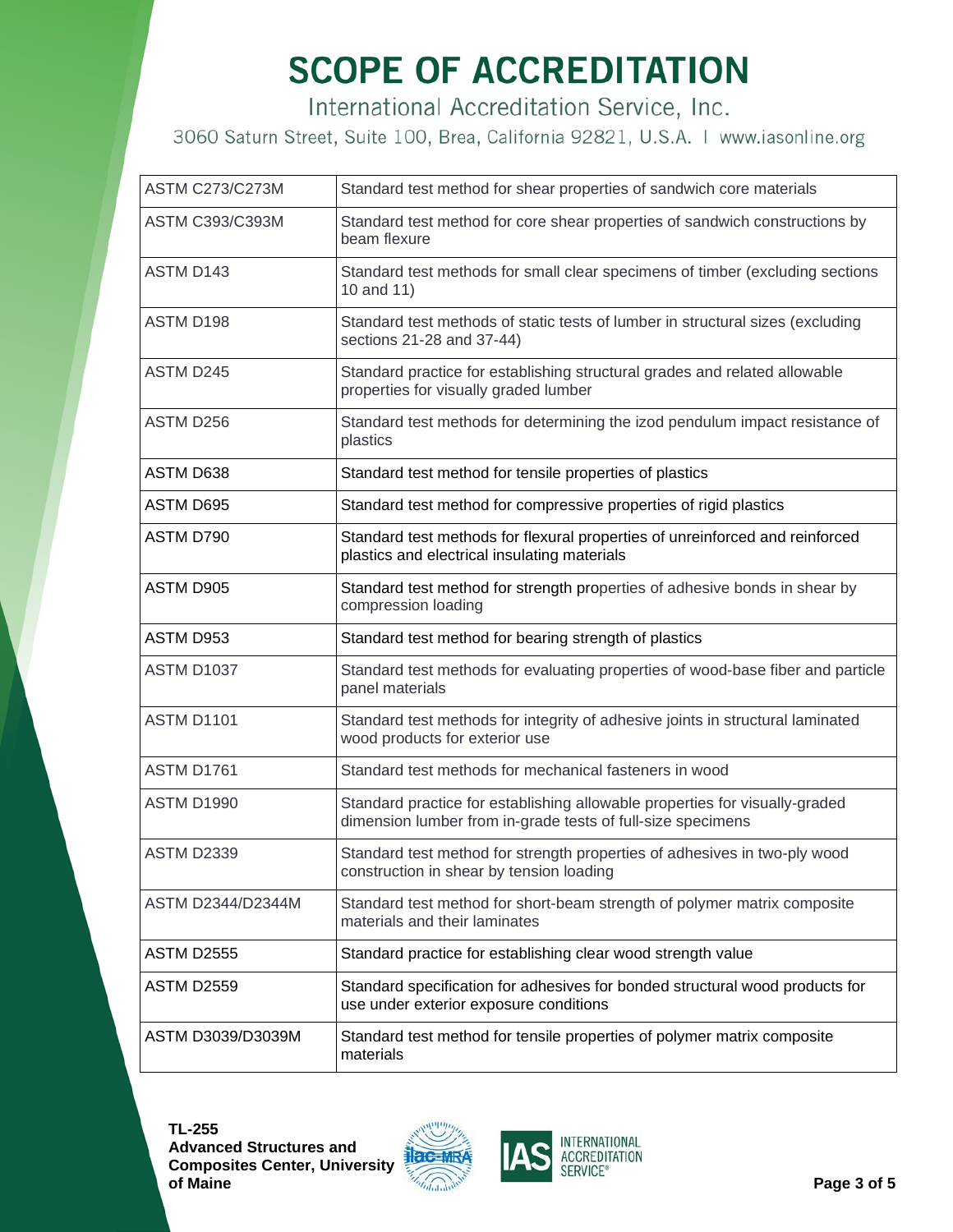# SCOPE OF ACCREDITATION

International Accreditation Service, Inc.

3060 Saturn Street, Suite 100, Brea, California 92821, U.S.A. | www.iasonline.org

| | |
|---|---|
| ASTM C273/C273M | Standard test method for shear properties of sandwich core materials |
| ASTM C393/C393M | Standard test method for core shear properties of sandwich constructions by beam flexure |
| ASTM D143 | Standard test methods for small clear specimens of timber (excluding sections 10 and 11) |
| ASTM D198 | Standard test methods of static tests of lumber in structural sizes (excluding sections 21-28 and 37-44) |
| ASTM D245 | Standard practice for establishing structural grades and related allowable properties for visually graded lumber |
| ASTM D256 | Standard test methods for determining the izod pendulum impact resistance of plastics |
| ASTM D638 | Standard test method for tensile properties of plastics |
| ASTM D695 | Standard test method for compressive properties of rigid plastics |
| ASTM D790 | Standard test methods for flexural properties of unreinforced and reinforced plastics and electrical insulating materials |
| ASTM D905 | Standard test method for strength properties of adhesive bonds in shear by compression loading |
| ASTM D953 | Standard test method for bearing strength of plastics |
| ASTM D1037 | Standard test methods for evaluating properties of wood-base fiber and particle panel materials |
| ASTM D1101 | Standard test methods for integrity of adhesive joints in structural laminated wood products for exterior use |
| ASTM D1761 | Standard test methods for mechanical fasteners in wood |
| ASTM D1990 | Standard practice for establishing allowable properties for visually-graded dimension lumber from in-grade tests of full-size specimens |
| ASTM D2339 | Standard test method for strength properties of adhesives in two-ply wood construction in shear by tension loading |
| ASTM D2344/D2344M | Standard test method for short-beam strength of polymer matrix composite materials and their laminates |
| ASTM D2555 | Standard practice for establishing clear wood strength value |
| ASTM D2559 | Standard specification for adhesives for bonded structural wood products for use under exterior exposure conditions |
| ASTM D3039/D3039M | Standard test method for tensile properties of polymer matrix composite materials |

**TL-255**
**Advanced Structures and Composites Center, University of Maine**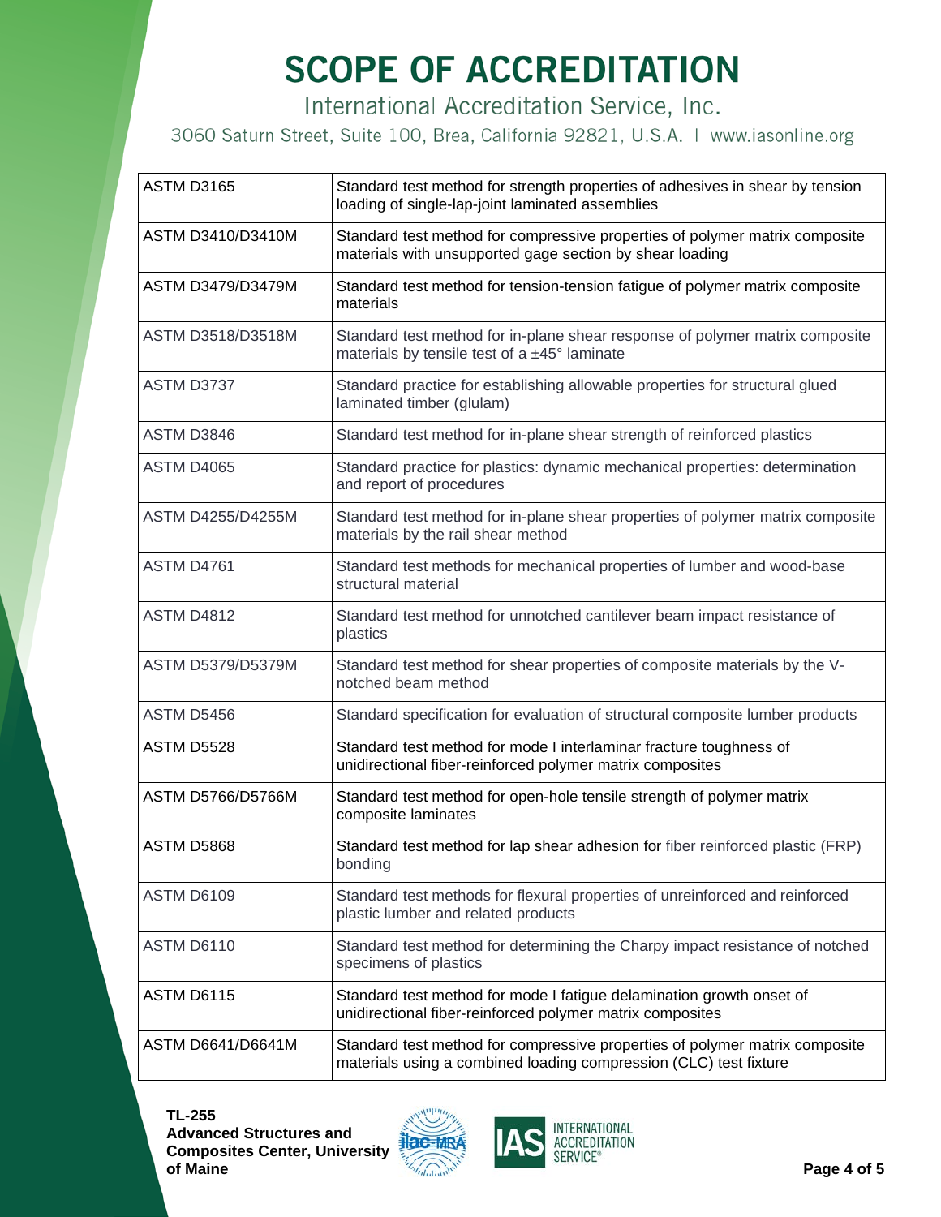# SCOPE OF ACCREDITATION

International Accreditation Service, Inc.

3060 Saturn Street, Suite 100, Brea, California 92821, U.S.A. | www.iasonline.org

| | |
|---|---|
| ASTM D3165 | Standard test method for strength properties of adhesives in shear by tension loading of single-lap-joint laminated assemblies |
| ASTM D3410/D3410M | Standard test method for compressive properties of polymer matrix composite materials with unsupported gage section by shear loading |
| ASTM D3479/D3479M | Standard test method for tension-tension fatigue of polymer matrix composite materials |
| ASTM D3518/D3518M | Standard test method for in-plane shear response of polymer matrix composite materials by tensile test of a ±45° laminate |
| ASTM D3737 | Standard practice for establishing allowable properties for structural glued laminated timber (glulam) |
| ASTM D3846 | Standard test method for in-plane shear strength of reinforced plastics |
| ASTM D4065 | Standard practice for plastics: dynamic mechanical properties: determination and report of procedures |
| ASTM D4255/D4255M | Standard test method for in-plane shear properties of polymer matrix composite materials by the rail shear method |
| ASTM D4761 | Standard test methods for mechanical properties of lumber and wood-base structural material |
| ASTM D4812 | Standard test method for unnotched cantilever beam impact resistance of plastics |
| ASTM D5379/D5379M | Standard test method for shear properties of composite materials by the V-notched beam method |
| ASTM D5456 | Standard specification for evaluation of structural composite lumber products |
| ASTM D5528 | Standard test method for mode I interlaminar fracture toughness of unidirectional fiber-reinforced polymer matrix composites |
| ASTM D5766/D5766M | Standard test method for open-hole tensile strength of polymer matrix composite laminates |
| ASTM D5868 | Standard test method for lap shear adhesion for fiber reinforced plastic (FRP) bonding |
| ASTM D6109 | Standard test methods for flexural properties of unreinforced and reinforced plastic lumber and related products |
| ASTM D6110 | Standard test method for determining the Charpy impact resistance of notched specimens of plastics |
| ASTM D6115 | Standard test method for mode I fatigue delamination growth onset of unidirectional fiber-reinforced polymer matrix composites |
| ASTM D6641/D6641M | Standard test method for compressive properties of polymer matrix composite materials using a combined loading compression (CLC) test fixture |

**TL-255**
**Advanced Structures and Composites Center, University of Maine**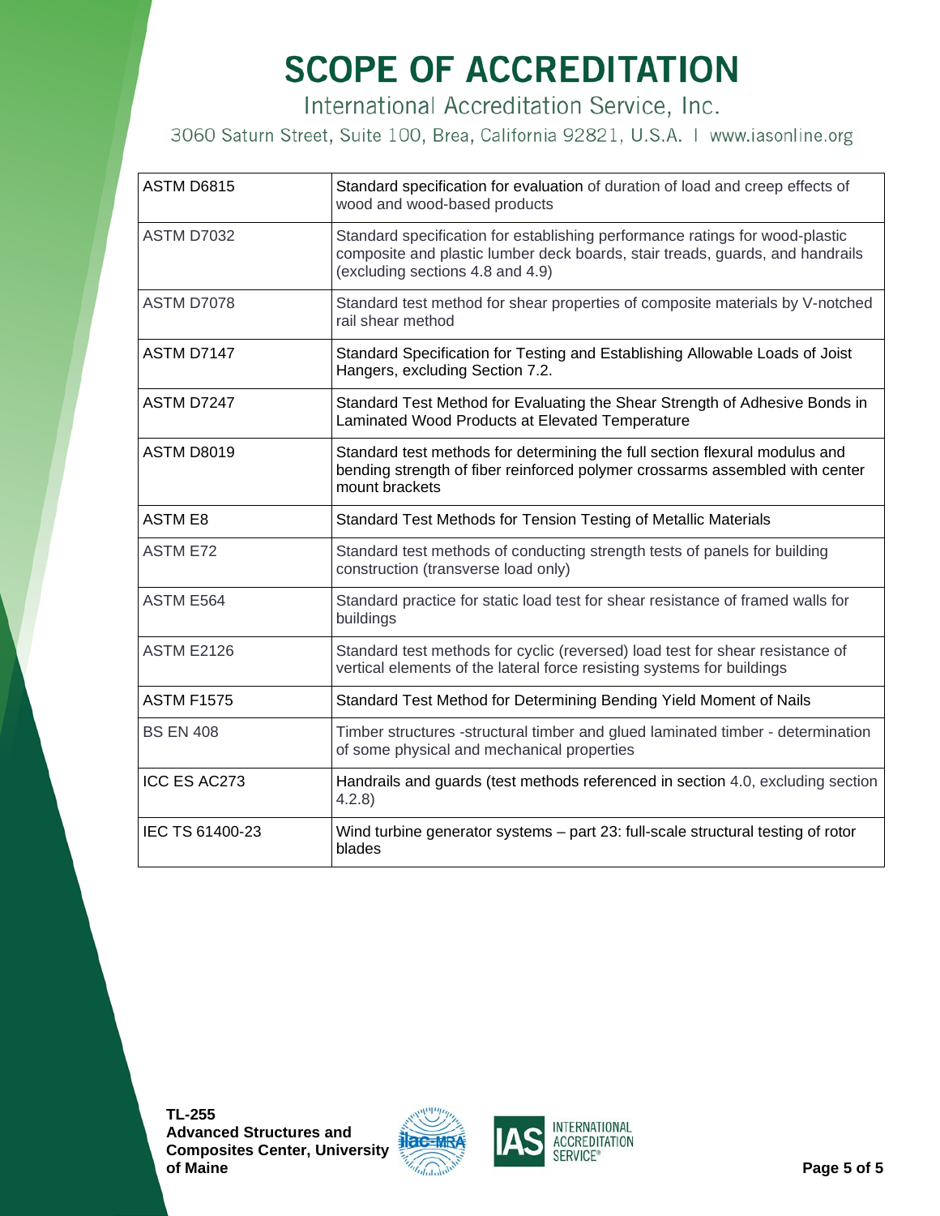# SCOPE OF ACCREDITATION

International Accreditation Service, Inc.

3060 Saturn Street, Suite 100, Brea, California 92821, U.S.A. | www.iasonline.org

| | |
|---|---|
| ASTM D6815 | Standard specification for evaluation of duration of load and creep effects of wood and wood-based products |
| ASTM D7032 | Standard specification for establishing performance ratings for wood-plastic composite and plastic lumber deck boards, stair treads, guards, and handrails (excluding sections 4.8 and 4.9) |
| ASTM D7078 | Standard test method for shear properties of composite materials by V-notched rail shear method |
| ASTM D7147 | Standard Specification for Testing and Establishing Allowable Loads of Joist Hangers, excluding Section 7.2. |
| ASTM D7247 | Standard Test Method for Evaluating the Shear Strength of Adhesive Bonds in Laminated Wood Products at Elevated Temperature |
| ASTM D8019 | Standard test methods for determining the full section flexural modulus and bending strength of fiber reinforced polymer crossarms assembled with center mount brackets |
| ASTM E8 | Standard Test Methods for Tension Testing of Metallic Materials |
| ASTM E72 | Standard test methods of conducting strength tests of panels for building construction (transverse load only) |
| ASTM E564 | Standard practice for static load test for shear resistance of framed walls for buildings |
| ASTM E2126 | Standard test methods for cyclic (reversed) load test for shear resistance of vertical elements of the lateral force resisting systems for buildings |
| ASTM F1575 | Standard Test Method for Determining Bending Yield Moment of Nails |
| BS EN 408 | Timber structures -structural timber and glued laminated timber - determination of some physical and mechanical properties |
| ICC ES AC273 | Handrails and guards (test methods referenced in section 4.0, excluding section 4.2.8) |
| IEC TS 61400-23 | Wind turbine generator systems – part 23: full-scale structural testing of rotor blades |

**TL-255**
**Advanced Structures and Composites Center, University of Maine**